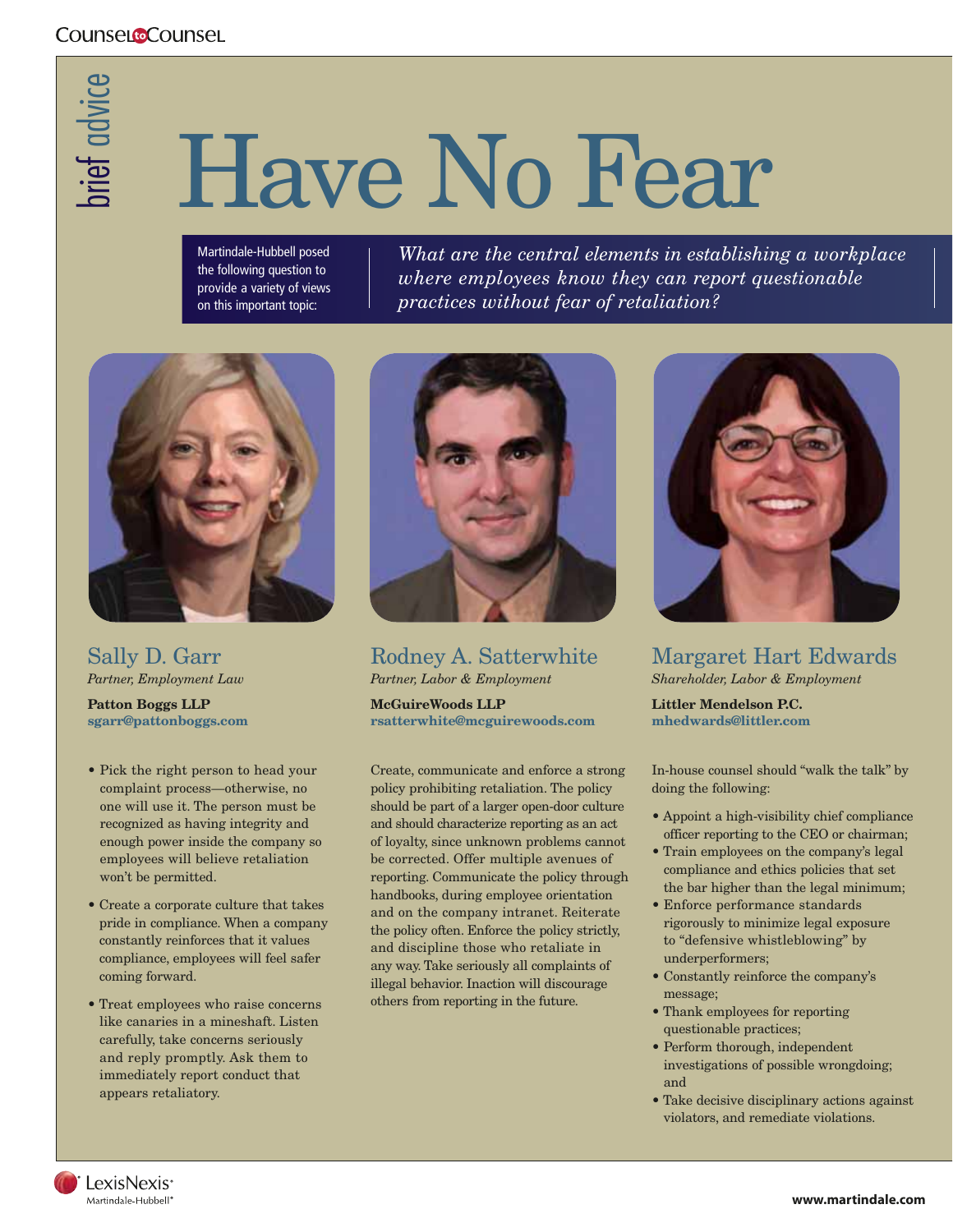brief advice

# Have No Fear

Martindale-Hubbell posed the following question to provide a variety of views on this important topic:

*What are the central elements in establishing a workplace where employees know they can report questionable practices without fear of retaliation?*

## Sally D. Garr

*Partner, Employment Law*

**Patton Boggs LLP**
**sgarr@pattonboggs.com**

- Pick the right person to head your complaint process—otherwise, no one will use it. The person must be recognized as having integrity and enough power inside the company so employees will believe retaliation won't be permitted.
- Create a corporate culture that takes pride in compliance. When a company constantly reinforces that it values compliance, employees will feel safer coming forward.
- Treat employees who raise concerns like canaries in a mineshaft. Listen carefully, take concerns seriously and reply promptly. Ask them to immediately report conduct that appears retaliatory.

## Rodney A. Satterwhite

*Partner, Labor & Employment*

**McGuireWoods LLP**
**rsatterwhite@mcguirewoods.com**

Create, communicate and enforce a strong policy prohibiting retaliation. The policy should be part of a larger open-door culture and should characterize reporting as an act of loyalty, since unknown problems cannot be corrected. Offer multiple avenues of reporting. Communicate the policy through handbooks, during employee orientation and on the company intranet. Reiterate the policy often. Enforce the policy strictly, and discipline those who retaliate in any way. Take seriously all complaints of illegal behavior. Inaction will discourage others from reporting in the future.

## Margaret Hart Edwards

*Shareholder, Labor & Employment*

**Littler Mendelson P.C.**
**mhedwards@littler.com**

In-house counsel should "walk the talk" by doing the following:

- Appoint a high-visibility chief compliance officer reporting to the CEO or chairman;
- Train employees on the company's legal compliance and ethics policies that set the bar higher than the legal minimum;
- Enforce performance standards rigorously to minimize legal exposure to "defensive whistleblowing" by underperformers;
- Constantly reinforce the company's message;
- Thank employees for reporting questionable practices;
- Perform thorough, independent investigations of possible wrongdoing; and
- Take decisive disciplinary actions against violators, and remediate violations.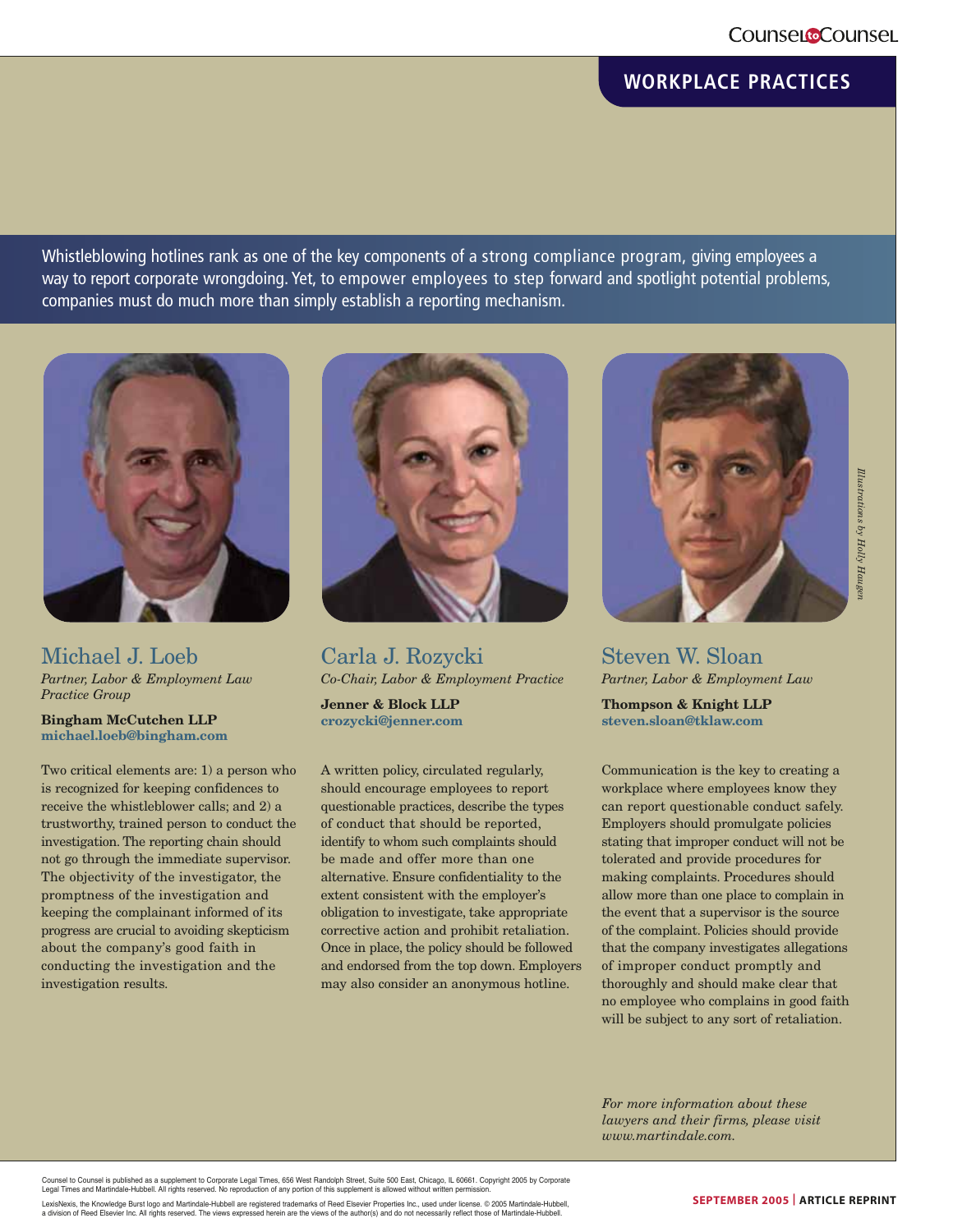## WORKPLACE PRACTICES

Whistleblowing hotlines rank as one of the key components of a strong compliance program, giving employees a way to report corporate wrongdoing. Yet, to empower employees to step forward and spotlight potential problems, companies must do much more than simply establish a reporting mechanism.

*Illustrations by Holly Haugen*

### Michael J. Loeb

*Partner, Labor & Employment Law Practice Group*

**Bingham McCutchen LLP**
**michael.loeb@bingham.com**

Two critical elements are: 1) a person who is recognized for keeping confidences to receive the whistleblower calls; and 2) a trustworthy, trained person to conduct the investigation. The reporting chain should not go through the immediate supervisor. The objectivity of the investigator, the promptness of the investigation and keeping the complainant informed of its progress are crucial to avoiding skepticism about the company's good faith in conducting the investigation and the investigation results.

### Carla J. Rozycki

*Co-Chair, Labor & Employment Practice*

**Jenner & Block LLP**
**crozycki@jenner.com**

A written policy, circulated regularly, should encourage employees to report questionable practices, describe the types of conduct that should be reported, identify to whom such complaints should be made and offer more than one alternative. Ensure confidentiality to the extent consistent with the employer's obligation to investigate, take appropriate corrective action and prohibit retaliation. Once in place, the policy should be followed and endorsed from the top down. Employers may also consider an anonymous hotline.

### Steven W. Sloan

*Partner, Labor & Employment Law*

**Thompson & Knight LLP**
**steven.sloan@tklaw.com**

Communication is the key to creating a workplace where employees know they can report questionable conduct safely. Employers should promulgate policies stating that improper conduct will not be tolerated and provide procedures for making complaints. Procedures should allow more than one place to complain in the event that a supervisor is the source of the complaint. Policies should provide that the company investigates allegations of improper conduct promptly and thoroughly and should make clear that no employee who complains in good faith will be subject to any sort of retaliation.

*For more information about these lawyers and their firms, please visit www.martindale.com.*

Counsel to Counsel is published as a supplement to Corporate Legal Times, 656 West Randolph Street, Suite 500 East, Chicago, IL 60661. Copyright 2005 by Corporate Legal Times and Martindale-Hubbell. All rights reserved. No reproduction of any portion of this supplement is allowed without written permission.

LexisNexis, the Knowledge Burst logo and Martindale-Hubbell are registered trademarks of Reed Elsevier Properties Inc., used under license. © 2005 Martindale-Hubbell, a division of Reed Elsevier Inc. All rights reserved. The views expressed herein are the views of the author(s) and do not necessarily reflect those of Martindale-Hubbell.

**SEPTEMBER 2005 | ARTICLE REPRINT**